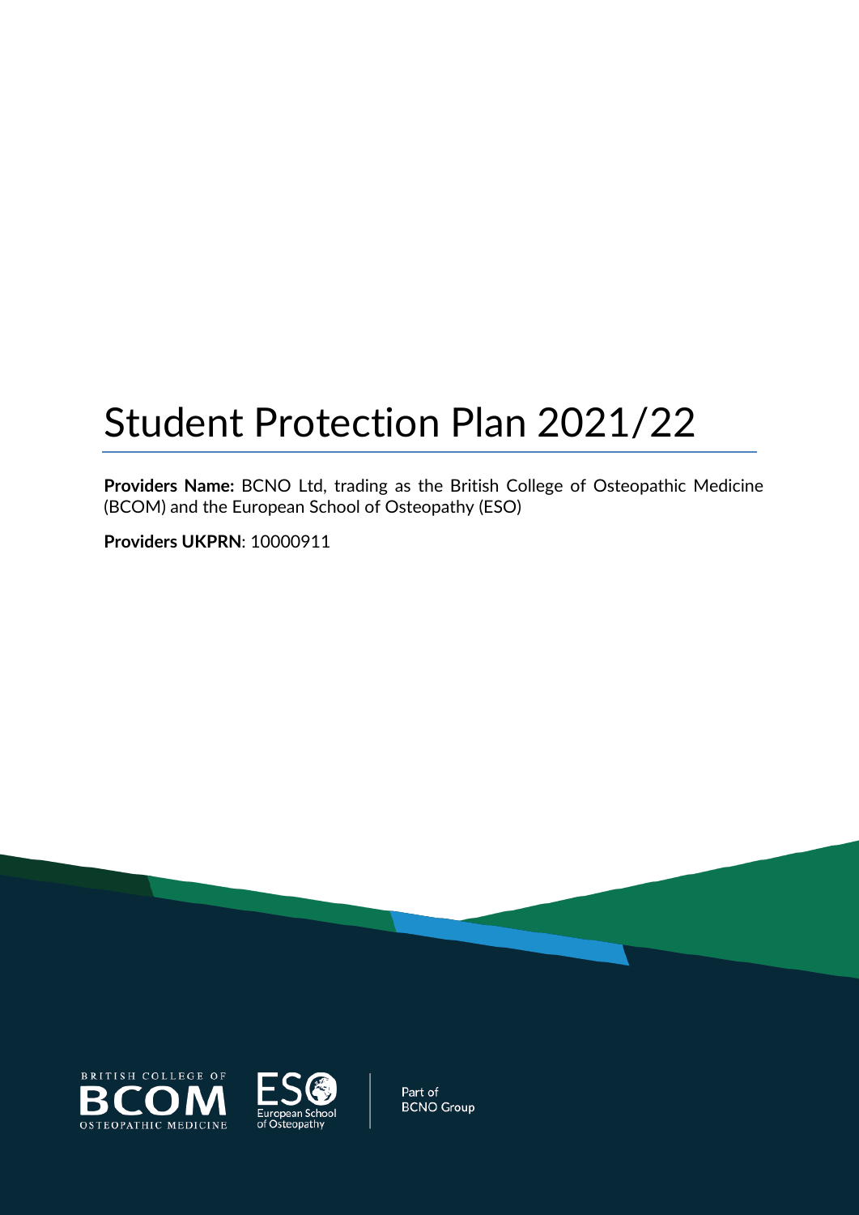# Student Protection Plan 2021/22

**Providers Name:** BCNO Ltd, trading as the British College of Osteopathic Medicine (BCOM) and the European School of Osteopathy (ESO)

**Providers UKPRN**: 10000911

BRITISH COLLEGE OF BCOM OSTEOPATHIC MEDICINE

ESO European School of Osteopathy

Part of BCNO Group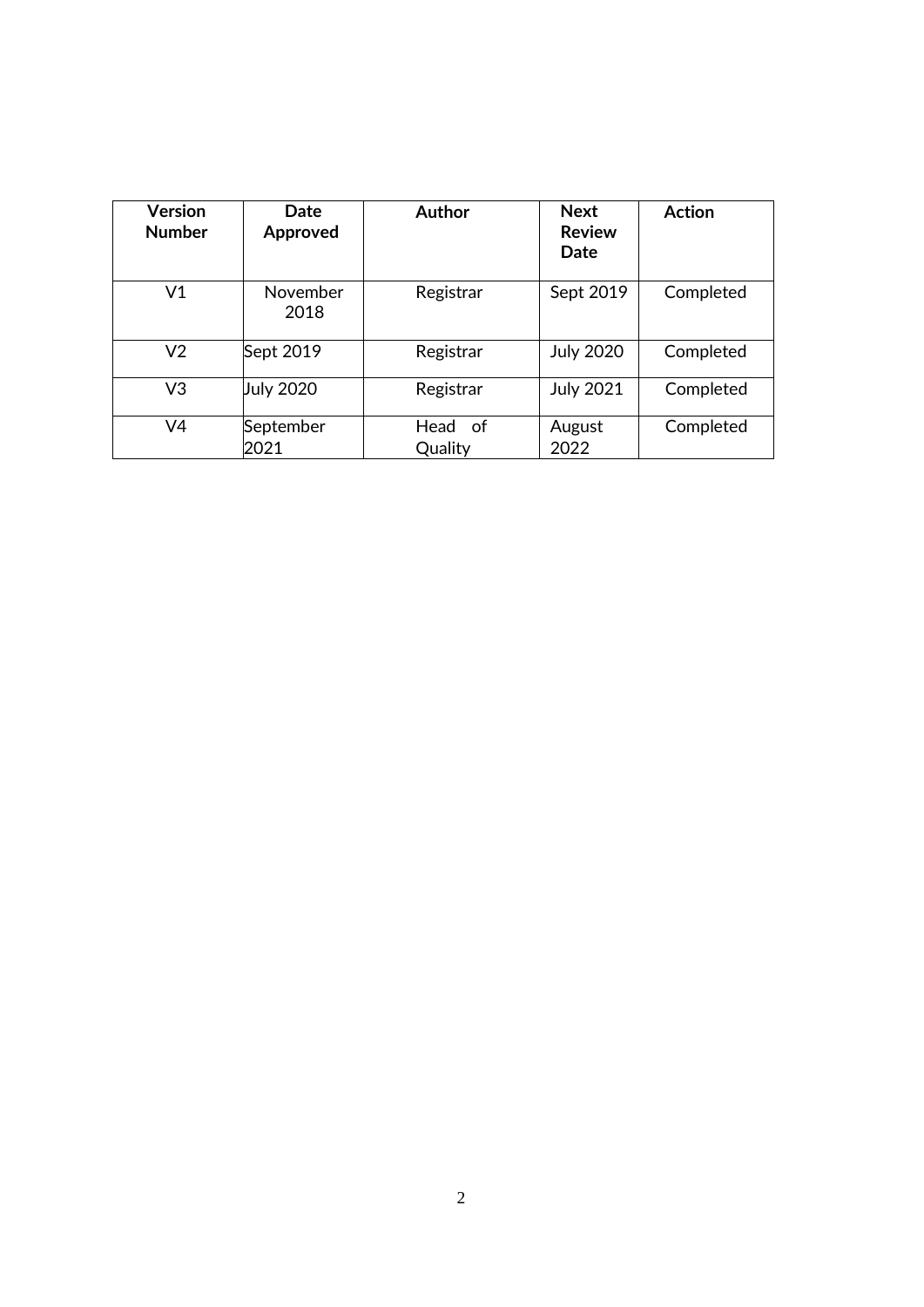| Version Number | Date Approved | Author | Next Review Date | Action |
|---|---|---|---|---|
| V1 | November 2018 | Registrar | Sept 2019 | Completed |
| V2 | Sept 2019 | Registrar | July 2020 | Completed |
| V3 | July 2020 | Registrar | July 2021 | Completed |
| V4 | September 2021 | Head of Quality | August 2022 | Completed |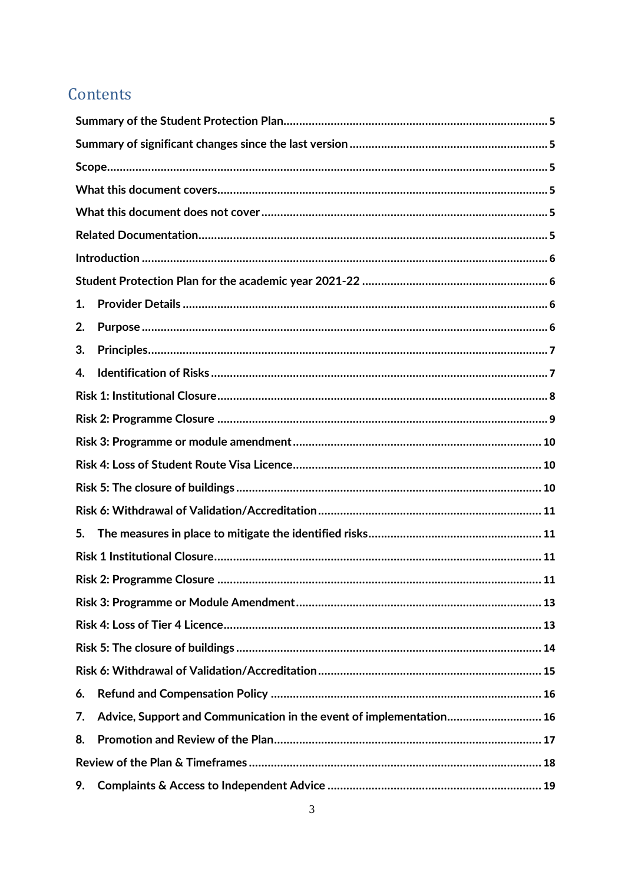# Contents

Summary of the Student Protection Plan.......... 5

Summary of significant changes since the last version.......... 5

Scope.......... 5

What this document covers.......... 5

What this document does not cover.......... 5

Related Documentation.......... 5

Introduction.......... 6

Student Protection Plan for the academic year 2021-22.......... 6

1. Provider Details.......... 6

2. Purpose.......... 6

3. Principles.......... 7

4. Identification of Risks.......... 7

Risk 1: Institutional Closure.......... 8

Risk 2: Programme Closure.......... 9

Risk 3: Programme or module amendment.......... 10

Risk 4: Loss of Student Route Visa Licence.......... 10

Risk 5: The closure of buildings.......... 10

Risk 6: Withdrawal of Validation/Accreditation.......... 11

5. The measures in place to mitigate the identified risks.......... 11

Risk 1 Institutional Closure.......... 11

Risk 2: Programme Closure.......... 11

Risk 3: Programme or Module Amendment.......... 13

Risk 4: Loss of Tier 4 Licence.......... 13

Risk 5: The closure of buildings.......... 14

Risk 6: Withdrawal of Validation/Accreditation.......... 15

6. Refund and Compensation Policy.......... 16

7. Advice, Support and Communication in the event of implementation.......... 16

8. Promotion and Review of the Plan.......... 17

Review of the Plan & Timeframes.......... 18

9. Complaints & Access to Independent Advice.......... 19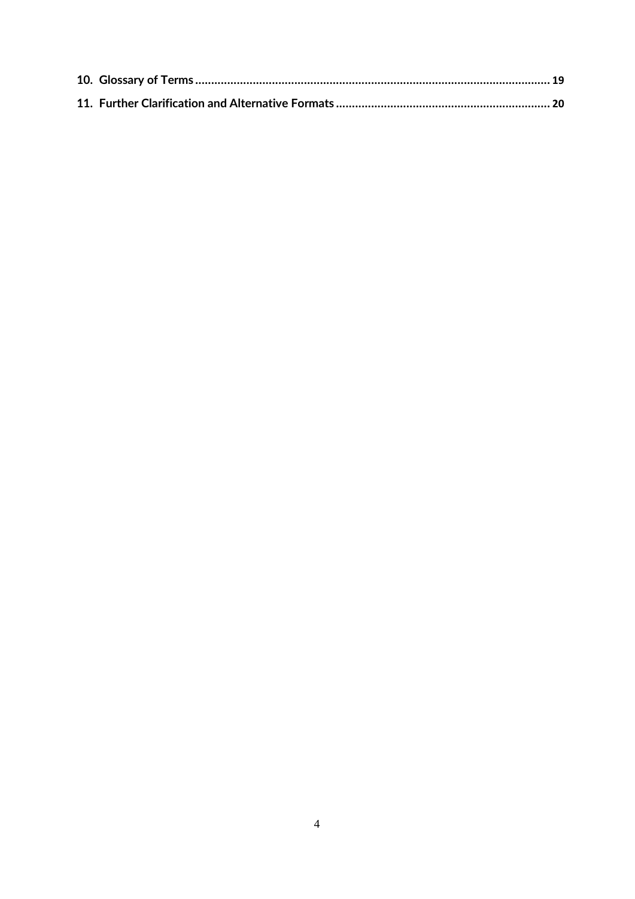**10. Glossary of Terms** .............................................................................................................. 19

**11. Further Clarification and Alternative Formats** ................................................................... 20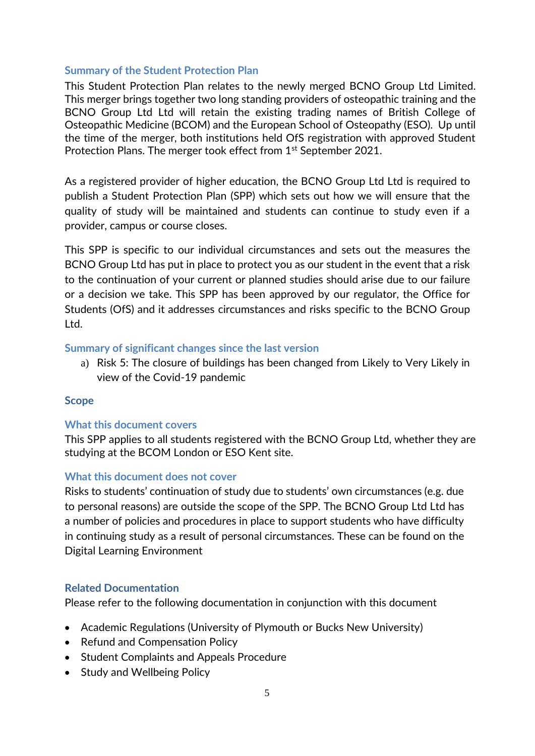## Summary of the Student Protection Plan

This Student Protection Plan relates to the newly merged BCNO Group Ltd Limited. This merger brings together two long standing providers of osteopathic training and the BCNO Group Ltd Ltd will retain the existing trading names of British College of Osteopathic Medicine (BCOM) and the European School of Osteopathy (ESO). Up until the time of the merger, both institutions held OfS registration with approved Student Protection Plans. The merger took effect from 1st September 2021.

As a registered provider of higher education, the BCNO Group Ltd Ltd is required to publish a Student Protection Plan (SPP) which sets out how we will ensure that the quality of study will be maintained and students can continue to study even if a provider, campus or course closes.

This SPP is specific to our individual circumstances and sets out the measures the BCNO Group Ltd has put in place to protect you as our student in the event that a risk to the continuation of your current or planned studies should arise due to our failure or a decision we take. This SPP has been approved by our regulator, the Office for Students (OfS) and it addresses circumstances and risks specific to the BCNO Group Ltd.

## Summary of significant changes since the last version

a) Risk 5: The closure of buildings has been changed from Likely to Very Likely in view of the Covid-19 pandemic

## Scope

### What this document covers

This SPP applies to all students registered with the BCNO Group Ltd, whether they are studying at the BCOM London or ESO Kent site.

### What this document does not cover

Risks to students' continuation of study due to students' own circumstances (e.g. due to personal reasons) are outside the scope of the SPP. The BCNO Group Ltd Ltd has a number of policies and procedures in place to support students who have difficulty in continuing study as a result of personal circumstances. These can be found on the Digital Learning Environment

## Related Documentation

Please refer to the following documentation in conjunction with this document

- Academic Regulations (University of Plymouth or Bucks New University)
- Refund and Compensation Policy
- Student Complaints and Appeals Procedure
- Study and Wellbeing Policy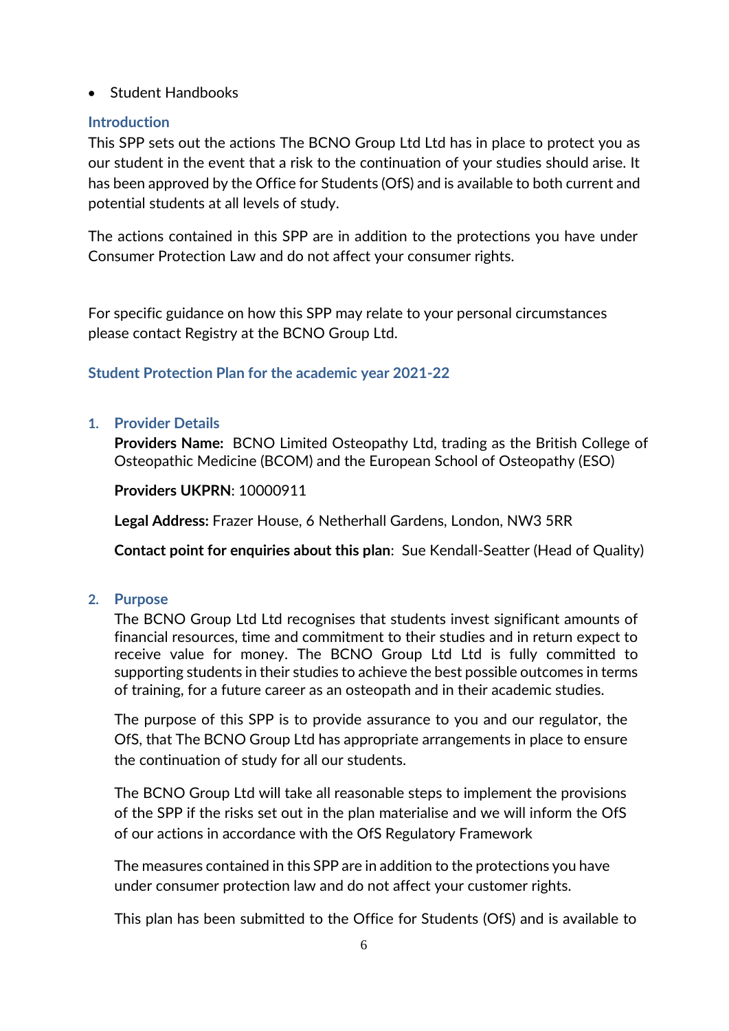- Student Handbooks

## Introduction

This SPP sets out the actions The BCNO Group Ltd Ltd has in place to protect you as our student in the event that a risk to the continuation of your studies should arise. It has been approved by the Office for Students (OfS) and is available to both current and potential students at all levels of study.

The actions contained in this SPP are in addition to the protections you have under Consumer Protection Law and do not affect your consumer rights.

For specific guidance on how this SPP may relate to your personal circumstances please contact Registry at the BCNO Group Ltd.

## Student Protection Plan for the academic year 2021-22

### 1. Provider Details

**Providers Name:** BCNO Limited Osteopathy Ltd, trading as the British College of Osteopathic Medicine (BCOM) and the European School of Osteopathy (ESO)

**Providers UKPRN**: 10000911

**Legal Address:** Frazer House, 6 Netherhall Gardens, London, NW3 5RR

**Contact point for enquiries about this plan**: Sue Kendall-Seatter (Head of Quality)

### 2. Purpose

The BCNO Group Ltd Ltd recognises that students invest significant amounts of financial resources, time and commitment to their studies and in return expect to receive value for money. The BCNO Group Ltd Ltd is fully committed to supporting students in their studies to achieve the best possible outcomes in terms of training, for a future career as an osteopath and in their academic studies.

The purpose of this SPP is to provide assurance to you and our regulator, the OfS, that The BCNO Group Ltd has appropriate arrangements in place to ensure the continuation of study for all our students.

The BCNO Group Ltd will take all reasonable steps to implement the provisions of the SPP if the risks set out in the plan materialise and we will inform the OfS of our actions in accordance with the OfS Regulatory Framework

The measures contained in this SPP are in addition to the protections you have under consumer protection law and do not affect your customer rights.

This plan has been submitted to the Office for Students (OfS) and is available to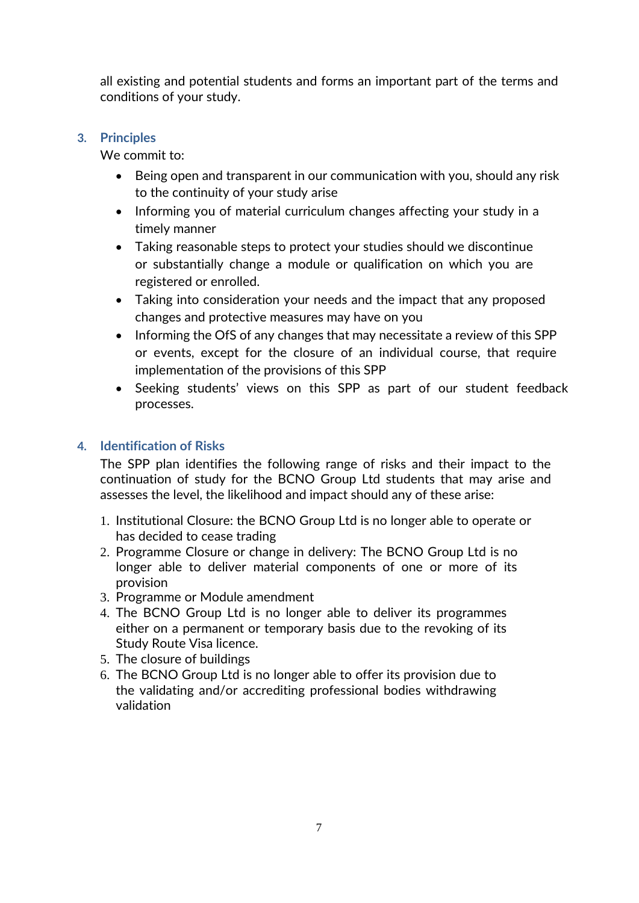all existing and potential students and forms an important part of the terms and conditions of your study.

## 3. Principles

We commit to:

- Being open and transparent in our communication with you, should any risk to the continuity of your study arise
- Informing you of material curriculum changes affecting your study in a timely manner
- Taking reasonable steps to protect your studies should we discontinue or substantially change a module or qualification on which you are registered or enrolled.
- Taking into consideration your needs and the impact that any proposed changes and protective measures may have on you
- Informing the OfS of any changes that may necessitate a review of this SPP or events, except for the closure of an individual course, that require implementation of the provisions of this SPP
- Seeking students' views on this SPP as part of our student feedback processes.

## 4. Identification of Risks

The SPP plan identifies the following range of risks and their impact to the continuation of study for the BCNO Group Ltd students that may arise and assesses the level, the likelihood and impact should any of these arise:

1. Institutional Closure: the BCNO Group Ltd is no longer able to operate or has decided to cease trading
2. Programme Closure or change in delivery: The BCNO Group Ltd is no longer able to deliver material components of one or more of its provision
3. Programme or Module amendment
4. The BCNO Group Ltd is no longer able to deliver its programmes either on a permanent or temporary basis due to the revoking of its Study Route Visa licence.
5. The closure of buildings
6. The BCNO Group Ltd is no longer able to offer its provision due to the validating and/or accrediting professional bodies withdrawing validation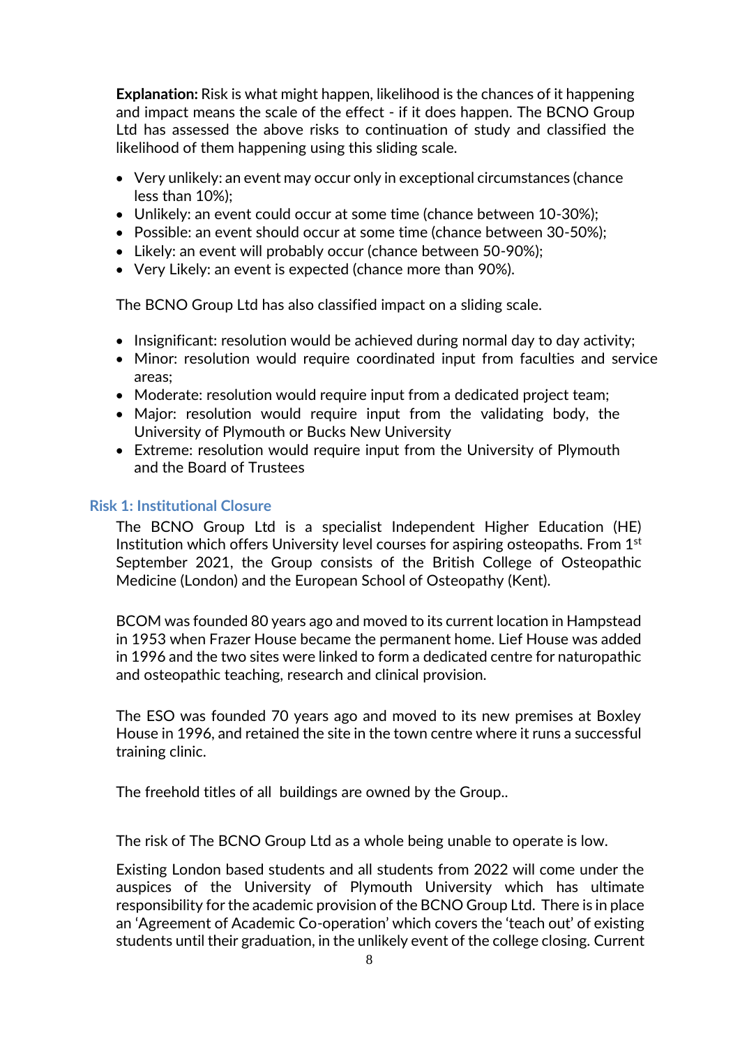**Explanation:** Risk is what might happen, likelihood is the chances of it happening and impact means the scale of the effect - if it does happen. The BCNO Group Ltd has assessed the above risks to continuation of study and classified the likelihood of them happening using this sliding scale.

- Very unlikely: an event may occur only in exceptional circumstances (chance less than 10%);
- Unlikely: an event could occur at some time (chance between 10-30%);
- Possible: an event should occur at some time (chance between 30-50%);
- Likely: an event will probably occur (chance between 50-90%);
- Very Likely: an event is expected (chance more than 90%).

The BCNO Group Ltd has also classified impact on a sliding scale.

- Insignificant: resolution would be achieved during normal day to day activity;
- Minor: resolution would require coordinated input from faculties and service areas;
- Moderate: resolution would require input from a dedicated project team;
- Major: resolution would require input from the validating body, the University of Plymouth or Bucks New University
- Extreme: resolution would require input from the University of Plymouth and the Board of Trustees

### Risk 1: Institutional Closure

The BCNO Group Ltd is a specialist Independent Higher Education (HE) Institution which offers University level courses for aspiring osteopaths. From 1st September 2021, the Group consists of the British College of Osteopathic Medicine (London) and the European School of Osteopathy (Kent).

BCOM was founded 80 years ago and moved to its current location in Hampstead in 1953 when Frazer House became the permanent home. Lief House was added in 1996 and the two sites were linked to form a dedicated centre for naturopathic and osteopathic teaching, research and clinical provision.

The ESO was founded 70 years ago and moved to its new premises at Boxley House in 1996, and retained the site in the town centre where it runs a successful training clinic.

The freehold titles of all buildings are owned by the Group..

The risk of The BCNO Group Ltd as a whole being unable to operate is low.

Existing London based students and all students from 2022 will come under the auspices of the University of Plymouth University which has ultimate responsibility for the academic provision of the BCNO Group Ltd. There is in place an 'Agreement of Academic Co-operation' which covers the 'teach out' of existing students until their graduation, in the unlikely event of the college closing. Current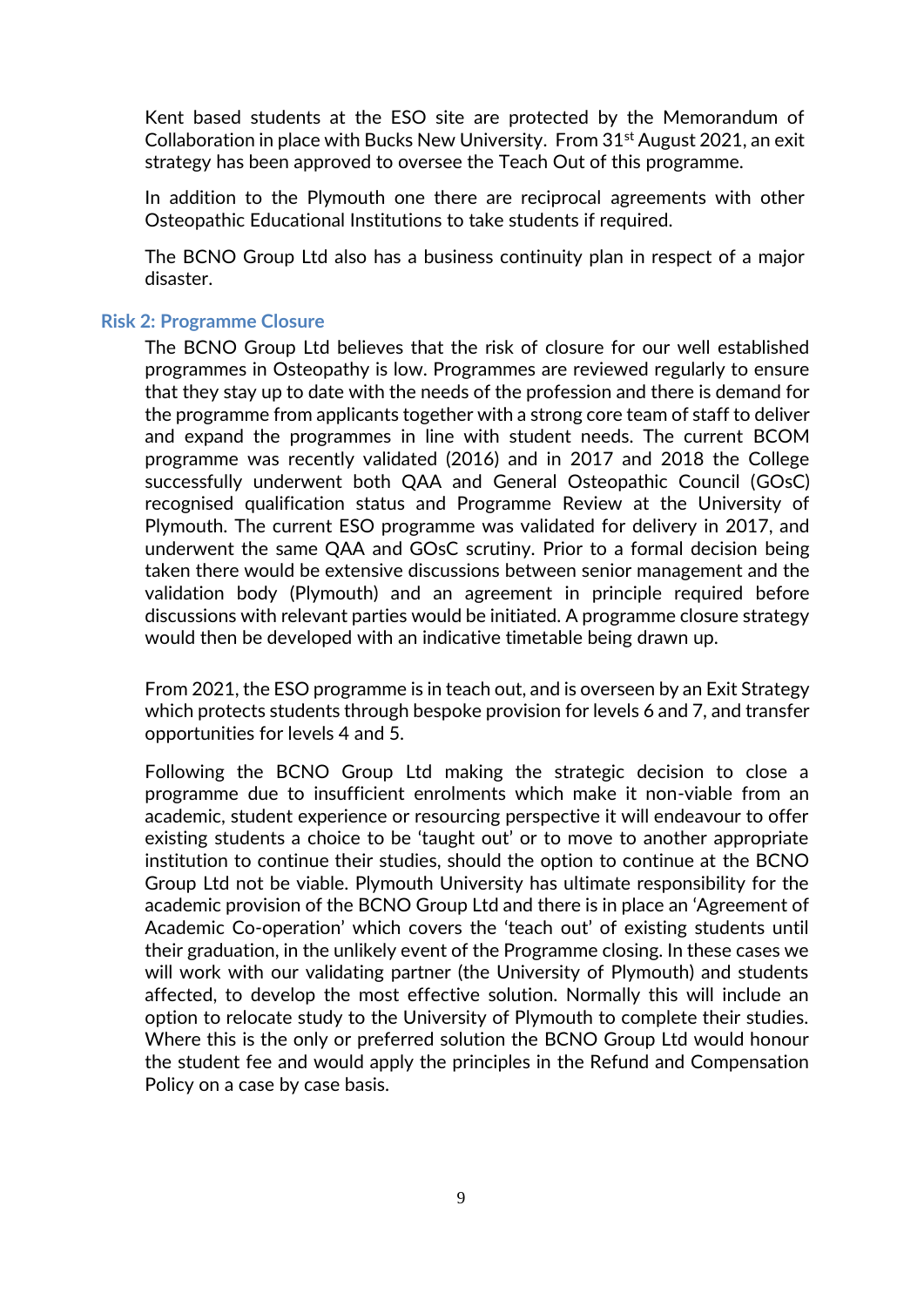Kent based students at the ESO site are protected by the Memorandum of Collaboration in place with Bucks New University. From 31st August 2021, an exit strategy has been approved to oversee the Teach Out of this programme.

In addition to the Plymouth one there are reciprocal agreements with other Osteopathic Educational Institutions to take students if required.

The BCNO Group Ltd also has a business continuity plan in respect of a major disaster.

### Risk 2: Programme Closure

The BCNO Group Ltd believes that the risk of closure for our well established programmes in Osteopathy is low. Programmes are reviewed regularly to ensure that they stay up to date with the needs of the profession and there is demand for the programme from applicants together with a strong core team of staff to deliver and expand the programmes in line with student needs. The current BCOM programme was recently validated (2016) and in 2017 and 2018 the College successfully underwent both QAA and General Osteopathic Council (GOsC) recognised qualification status and Programme Review at the University of Plymouth. The current ESO programme was validated for delivery in 2017, and underwent the same QAA and GOsC scrutiny. Prior to a formal decision being taken there would be extensive discussions between senior management and the validation body (Plymouth) and an agreement in principle required before discussions with relevant parties would be initiated. A programme closure strategy would then be developed with an indicative timetable being drawn up.

From 2021, the ESO programme is in teach out, and is overseen by an Exit Strategy which protects students through bespoke provision for levels 6 and 7, and transfer opportunities for levels 4 and 5.

Following the BCNO Group Ltd making the strategic decision to close a programme due to insufficient enrolments which make it non-viable from an academic, student experience or resourcing perspective it will endeavour to offer existing students a choice to be 'taught out' or to move to another appropriate institution to continue their studies, should the option to continue at the BCNO Group Ltd not be viable. Plymouth University has ultimate responsibility for the academic provision of the BCNO Group Ltd and there is in place an 'Agreement of Academic Co-operation' which covers the 'teach out' of existing students until their graduation, in the unlikely event of the Programme closing. In these cases we will work with our validating partner (the University of Plymouth) and students affected, to develop the most effective solution. Normally this will include an option to relocate study to the University of Plymouth to complete their studies. Where this is the only or preferred solution the BCNO Group Ltd would honour the student fee and would apply the principles in the Refund and Compensation Policy on a case by case basis.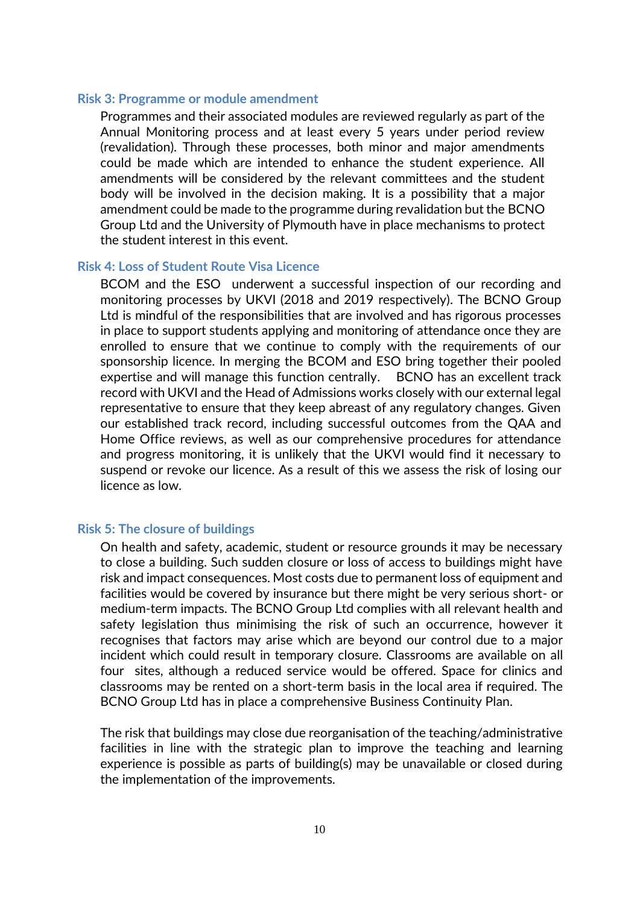### Risk 3: Programme or module amendment

Programmes and their associated modules are reviewed regularly as part of the Annual Monitoring process and at least every 5 years under period review (revalidation). Through these processes, both minor and major amendments could be made which are intended to enhance the student experience. All amendments will be considered by the relevant committees and the student body will be involved in the decision making. It is a possibility that a major amendment could be made to the programme during revalidation but the BCNO Group Ltd and the University of Plymouth have in place mechanisms to protect the student interest in this event.

### Risk 4: Loss of Student Route Visa Licence

BCOM and the ESO underwent a successful inspection of our recording and monitoring processes by UKVI (2018 and 2019 respectively). The BCNO Group Ltd is mindful of the responsibilities that are involved and has rigorous processes in place to support students applying and monitoring of attendance once they are enrolled to ensure that we continue to comply with the requirements of our sponsorship licence. In merging the BCOM and ESO bring together their pooled expertise and will manage this function centrally. BCNO has an excellent track record with UKVI and the Head of Admissions works closely with our external legal representative to ensure that they keep abreast of any regulatory changes. Given our established track record, including successful outcomes from the QAA and Home Office reviews, as well as our comprehensive procedures for attendance and progress monitoring, it is unlikely that the UKVI would find it necessary to suspend or revoke our licence. As a result of this we assess the risk of losing our licence as low.

### Risk 5: The closure of buildings

On health and safety, academic, student or resource grounds it may be necessary to close a building. Such sudden closure or loss of access to buildings might have risk and impact consequences. Most costs due to permanent loss of equipment and facilities would be covered by insurance but there might be very serious short- or medium-term impacts. The BCNO Group Ltd complies with all relevant health and safety legislation thus minimising the risk of such an occurrence, however it recognises that factors may arise which are beyond our control due to a major incident which could result in temporary closure. Classrooms are available on all four sites, although a reduced service would be offered. Space for clinics and classrooms may be rented on a short-term basis in the local area if required. The BCNO Group Ltd has in place a comprehensive Business Continuity Plan.

The risk that buildings may close due reorganisation of the teaching/administrative facilities in line with the strategic plan to improve the teaching and learning experience is possible as parts of building(s) may be unavailable or closed during the implementation of the improvements.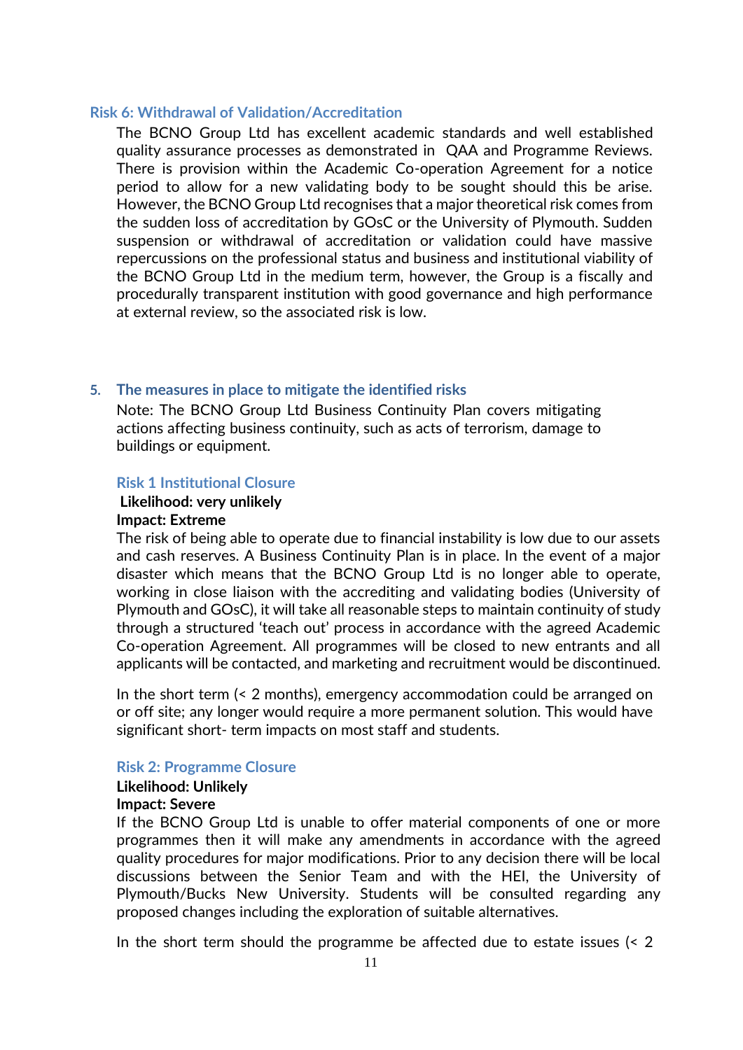### Risk 6: Withdrawal of Validation/Accreditation

The BCNO Group Ltd has excellent academic standards and well established quality assurance processes as demonstrated in QAA and Programme Reviews. There is provision within the Academic Co-operation Agreement for a notice period to allow for a new validating body to be sought should this be arise. However, the BCNO Group Ltd recognises that a major theoretical risk comes from the sudden loss of accreditation by GOsC or the University of Plymouth. Sudden suspension or withdrawal of accreditation or validation could have massive repercussions on the professional status and business and institutional viability of the BCNO Group Ltd in the medium term, however, the Group is a fiscally and procedurally transparent institution with good governance and high performance at external review, so the associated risk is low.

## 5. The measures in place to mitigate the identified risks

Note: The BCNO Group Ltd Business Continuity Plan covers mitigating actions affecting business continuity, such as acts of terrorism, damage to buildings or equipment.

### Risk 1 Institutional Closure

**Likelihood: very unlikely**
**Impact: Extreme**

The risk of being able to operate due to financial instability is low due to our assets and cash reserves. A Business Continuity Plan is in place. In the event of a major disaster which means that the BCNO Group Ltd is no longer able to operate, working in close liaison with the accrediting and validating bodies (University of Plymouth and GOsC), it will take all reasonable steps to maintain continuity of study through a structured 'teach out' process in accordance with the agreed Academic Co-operation Agreement. All programmes will be closed to new entrants and all applicants will be contacted, and marketing and recruitment would be discontinued.

In the short term (< 2 months), emergency accommodation could be arranged on or off site; any longer would require a more permanent solution. This would have significant short- term impacts on most staff and students.

### Risk 2: Programme Closure

**Likelihood: Unlikely**
**Impact: Severe**

If the BCNO Group Ltd is unable to offer material components of one or more programmes then it will make any amendments in accordance with the agreed quality procedures for major modifications. Prior to any decision there will be local discussions between the Senior Team and with the HEI, the University of Plymouth/Bucks New University. Students will be consulted regarding any proposed changes including the exploration of suitable alternatives.

In the short term should the programme be affected due to estate issues (< 2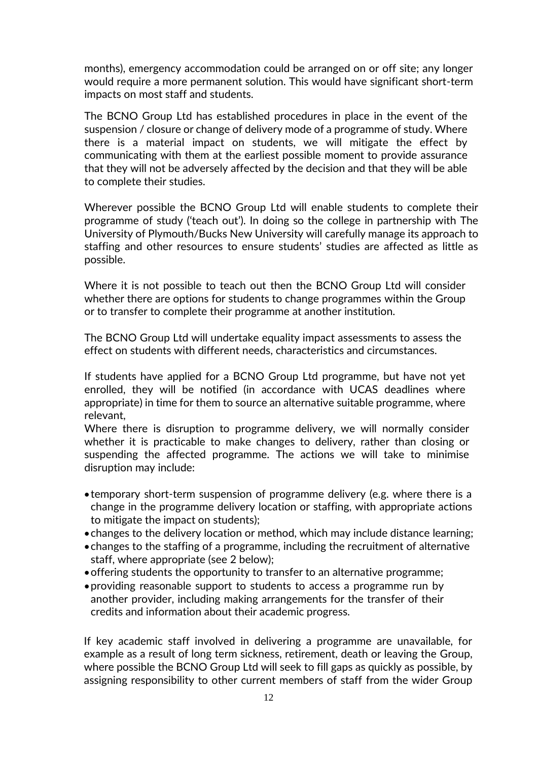months), emergency accommodation could be arranged on or off site; any longer would require a more permanent solution. This would have significant short-term impacts on most staff and students.

The BCNO Group Ltd has established procedures in place in the event of the suspension / closure or change of delivery mode of a programme of study. Where there is a material impact on students, we will mitigate the effect by communicating with them at the earliest possible moment to provide assurance that they will not be adversely affected by the decision and that they will be able to complete their studies.

Wherever possible the BCNO Group Ltd will enable students to complete their programme of study ('teach out'). In doing so the college in partnership with The University of Plymouth/Bucks New University will carefully manage its approach to staffing and other resources to ensure students' studies are affected as little as possible.

Where it is not possible to teach out then the BCNO Group Ltd will consider whether there are options for students to change programmes within the Group or to transfer to complete their programme at another institution.

The BCNO Group Ltd will undertake equality impact assessments to assess the effect on students with different needs, characteristics and circumstances.

If students have applied for a BCNO Group Ltd programme, but have not yet enrolled, they will be notified (in accordance with UCAS deadlines where appropriate) in time for them to source an alternative suitable programme, where relevant,
Where there is disruption to programme delivery, we will normally consider whether it is practicable to make changes to delivery, rather than closing or suspending the affected programme. The actions we will take to minimise disruption may include:

- temporary short-term suspension of programme delivery (e.g. where there is a change in the programme delivery location or staffing, with appropriate actions to mitigate the impact on students);
- changes to the delivery location or method, which may include distance learning;
- changes to the staffing of a programme, including the recruitment of alternative staff, where appropriate (see 2 below);
- offering students the opportunity to transfer to an alternative programme;
- providing reasonable support to students to access a programme run by another provider, including making arrangements for the transfer of their credits and information about their academic progress.

If key academic staff involved in delivering a programme are unavailable, for example as a result of long term sickness, retirement, death or leaving the Group, where possible the BCNO Group Ltd will seek to fill gaps as quickly as possible, by assigning responsibility to other current members of staff from the wider Group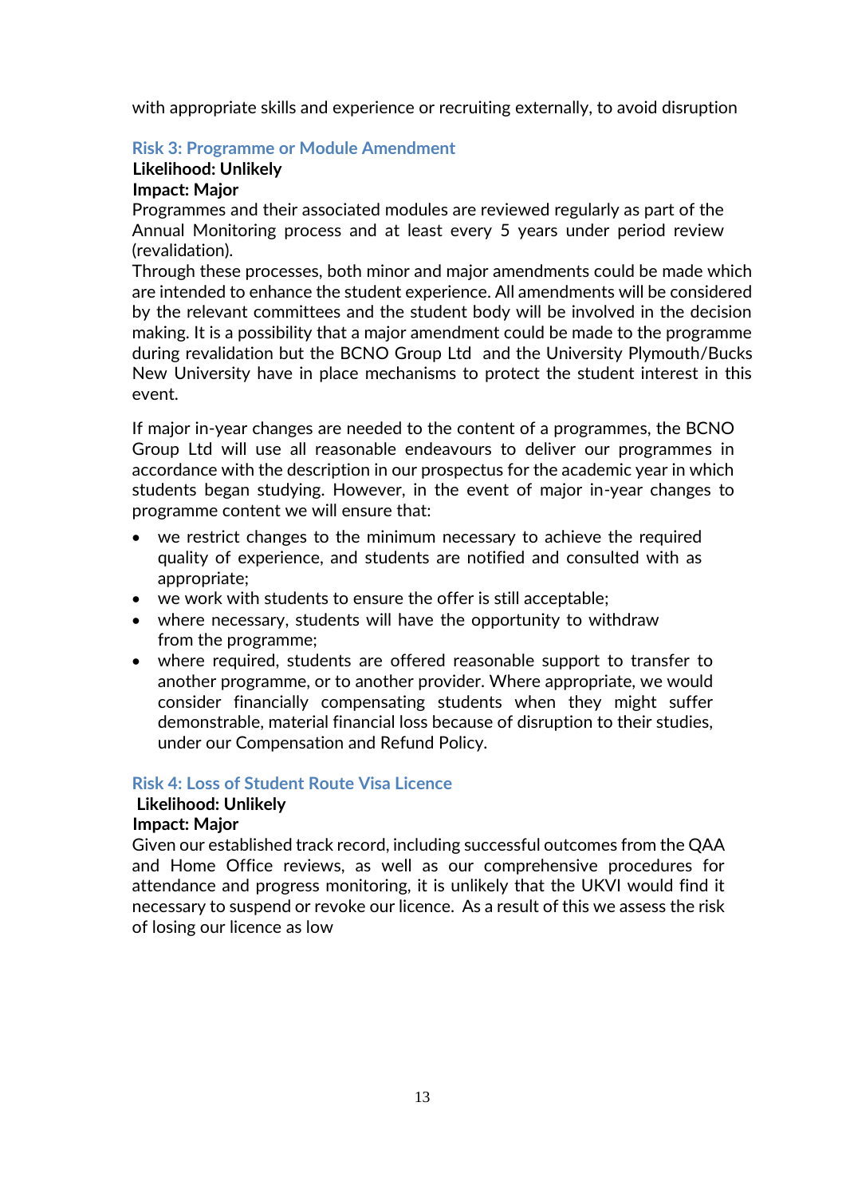with appropriate skills and experience or recruiting externally, to avoid disruption

### Risk 3: Programme or Module Amendment

**Likelihood: Unlikely**

**Impact: Major**

Programmes and their associated modules are reviewed regularly as part of the Annual Monitoring process and at least every 5 years under period review (revalidation).

Through these processes, both minor and major amendments could be made which are intended to enhance the student experience. All amendments will be considered by the relevant committees and the student body will be involved in the decision making. It is a possibility that a major amendment could be made to the programme during revalidation but the BCNO Group Ltd and the University Plymouth/Bucks New University have in place mechanisms to protect the student interest in this event.

If major in-year changes are needed to the content of a programmes, the BCNO Group Ltd will use all reasonable endeavours to deliver our programmes in accordance with the description in our prospectus for the academic year in which students began studying. However, in the event of major in-year changes to programme content we will ensure that:

- we restrict changes to the minimum necessary to achieve the required quality of experience, and students are notified and consulted with as appropriate;
- we work with students to ensure the offer is still acceptable;
- where necessary, students will have the opportunity to withdraw from the programme;
- where required, students are offered reasonable support to transfer to another programme, or to another provider. Where appropriate, we would consider financially compensating students when they might suffer demonstrable, material financial loss because of disruption to their studies, under our Compensation and Refund Policy.

### Risk 4: Loss of Student Route Visa Licence

**Likelihood: Unlikely**

**Impact: Major**

Given our established track record, including successful outcomes from the QAA and Home Office reviews, as well as our comprehensive procedures for attendance and progress monitoring, it is unlikely that the UKVI would find it necessary to suspend or revoke our licence. As a result of this we assess the risk of losing our licence as low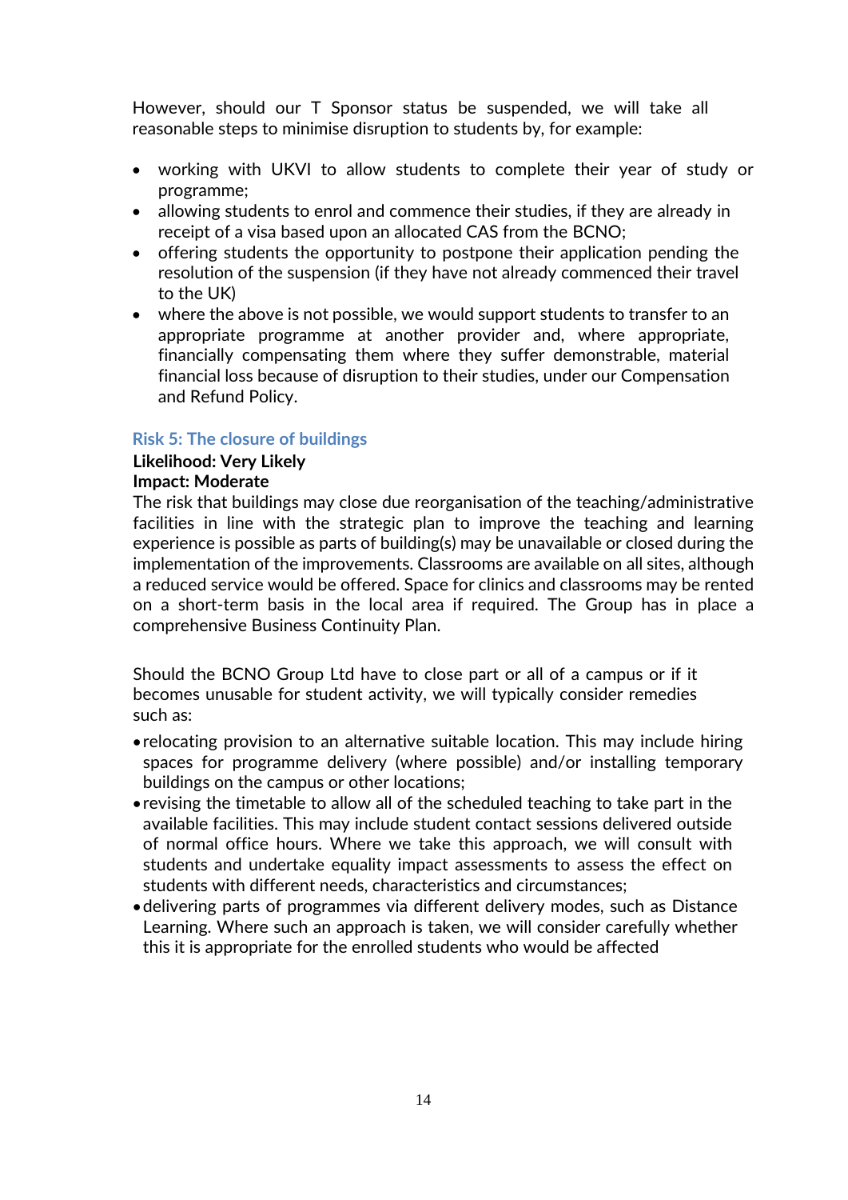However, should our T Sponsor status be suspended, we will take all reasonable steps to minimise disruption to students by, for example:

- working with UKVI to allow students to complete their year of study or programme;
- allowing students to enrol and commence their studies, if they are already in receipt of a visa based upon an allocated CAS from the BCNO;
- offering students the opportunity to postpone their application pending the resolution of the suspension (if they have not already commenced their travel to the UK)
- where the above is not possible, we would support students to transfer to an appropriate programme at another provider and, where appropriate, financially compensating them where they suffer demonstrable, material financial loss because of disruption to their studies, under our Compensation and Refund Policy.

### Risk 5: The closure of buildings

**Likelihood: Very Likely**
**Impact: Moderate**

The risk that buildings may close due reorganisation of the teaching/administrative facilities in line with the strategic plan to improve the teaching and learning experience is possible as parts of building(s) may be unavailable or closed during the implementation of the improvements. Classrooms are available on all sites, although a reduced service would be offered. Space for clinics and classrooms may be rented on a short-term basis in the local area if required. The Group has in place a comprehensive Business Continuity Plan.

Should the BCNO Group Ltd have to close part or all of a campus or if it becomes unusable for student activity, we will typically consider remedies such as:

- relocating provision to an alternative suitable location. This may include hiring spaces for programme delivery (where possible) and/or installing temporary buildings on the campus or other locations;
- revising the timetable to allow all of the scheduled teaching to take part in the available facilities. This may include student contact sessions delivered outside of normal office hours. Where we take this approach, we will consult with students and undertake equality impact assessments to assess the effect on students with different needs, characteristics and circumstances;
- delivering parts of programmes via different delivery modes, such as Distance Learning. Where such an approach is taken, we will consider carefully whether this it is appropriate for the enrolled students who would be affected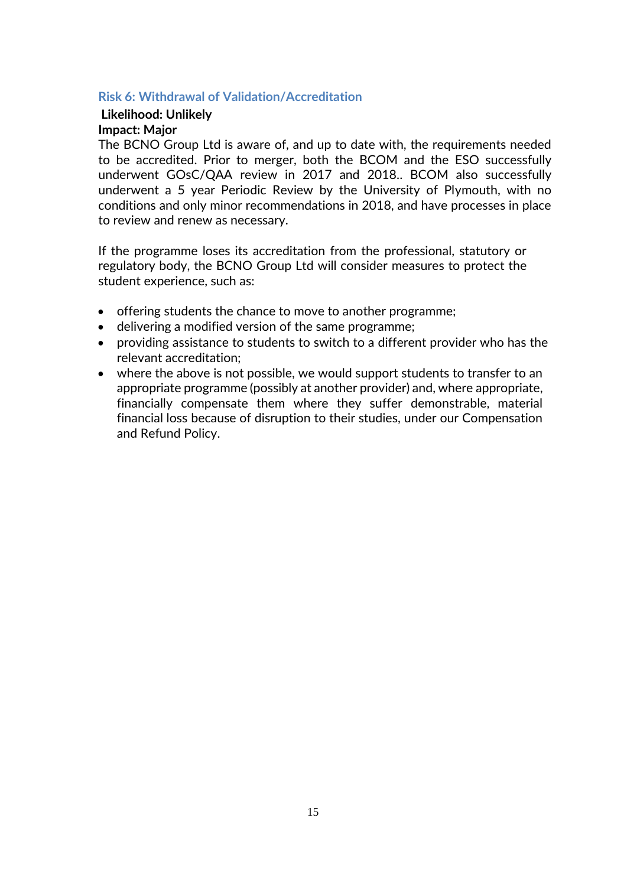### Risk 6: Withdrawal of Validation/Accreditation

**Likelihood: Unlikely**

**Impact: Major**

The BCNO Group Ltd is aware of, and up to date with, the requirements needed to be accredited. Prior to merger, both the BCOM and the ESO successfully underwent GOsC/QAA review in 2017 and 2018.. BCOM also successfully underwent a 5 year Periodic Review by the University of Plymouth, with no conditions and only minor recommendations in 2018, and have processes in place to review and renew as necessary.

If the programme loses its accreditation from the professional, statutory or regulatory body, the BCNO Group Ltd will consider measures to protect the student experience, such as:

- offering students the chance to move to another programme;
- delivering a modified version of the same programme;
- providing assistance to students to switch to a different provider who has the relevant accreditation;
- where the above is not possible, we would support students to transfer to an appropriate programme (possibly at another provider) and, where appropriate, financially compensate them where they suffer demonstrable, material financial loss because of disruption to their studies, under our Compensation and Refund Policy.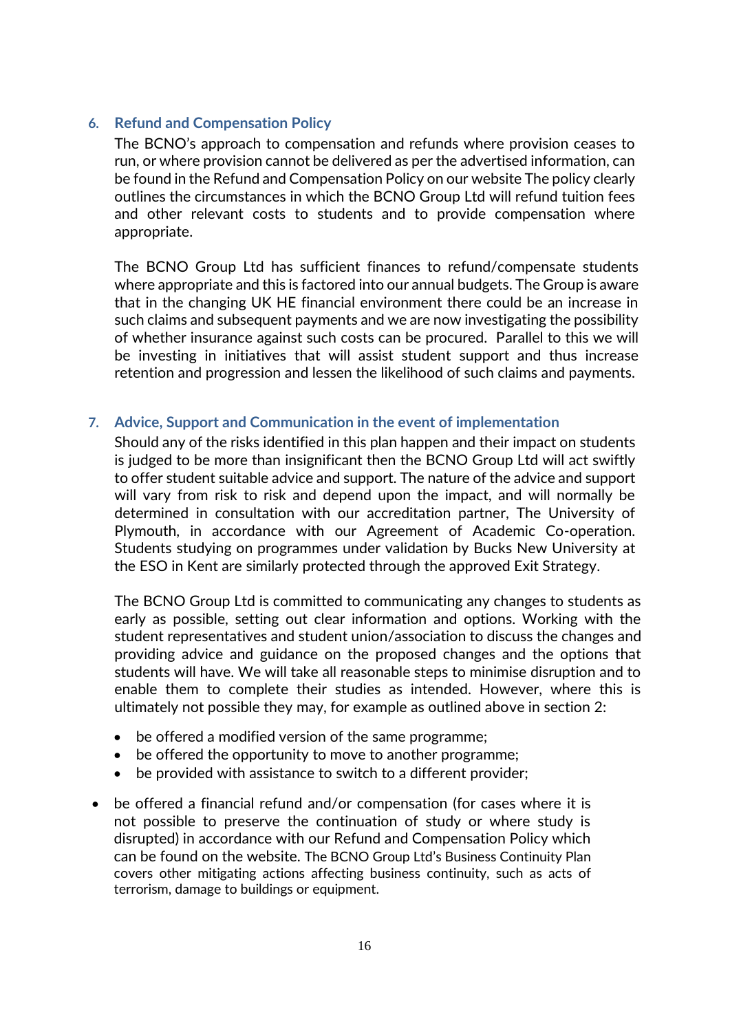## 6. Refund and Compensation Policy

The BCNO's approach to compensation and refunds where provision ceases to run, or where provision cannot be delivered as per the advertised information, can be found in the Refund and Compensation Policy on our website The policy clearly outlines the circumstances in which the BCNO Group Ltd will refund tuition fees and other relevant costs to students and to provide compensation where appropriate.

The BCNO Group Ltd has sufficient finances to refund/compensate students where appropriate and this is factored into our annual budgets. The Group is aware that in the changing UK HE financial environment there could be an increase in such claims and subsequent payments and we are now investigating the possibility of whether insurance against such costs can be procured. Parallel to this we will be investing in initiatives that will assist student support and thus increase retention and progression and lessen the likelihood of such claims and payments.

## 7. Advice, Support and Communication in the event of implementation

Should any of the risks identified in this plan happen and their impact on students is judged to be more than insignificant then the BCNO Group Ltd will act swiftly to offer student suitable advice and support. The nature of the advice and support will vary from risk to risk and depend upon the impact, and will normally be determined in consultation with our accreditation partner, The University of Plymouth, in accordance with our Agreement of Academic Co-operation. Students studying on programmes under validation by Bucks New University at the ESO in Kent are similarly protected through the approved Exit Strategy.

The BCNO Group Ltd is committed to communicating any changes to students as early as possible, setting out clear information and options. Working with the student representatives and student union/association to discuss the changes and providing advice and guidance on the proposed changes and the options that students will have. We will take all reasonable steps to minimise disruption and to enable them to complete their studies as intended. However, where this is ultimately not possible they may, for example as outlined above in section 2:

- be offered a modified version of the same programme;
- be offered the opportunity to move to another programme;
- be provided with assistance to switch to a different provider;
- be offered a financial refund and/or compensation (for cases where it is not possible to preserve the continuation of study or where study is disrupted) in accordance with our Refund and Compensation Policy which can be found on the website. The BCNO Group Ltd's Business Continuity Plan covers other mitigating actions affecting business continuity, such as acts of terrorism, damage to buildings or equipment.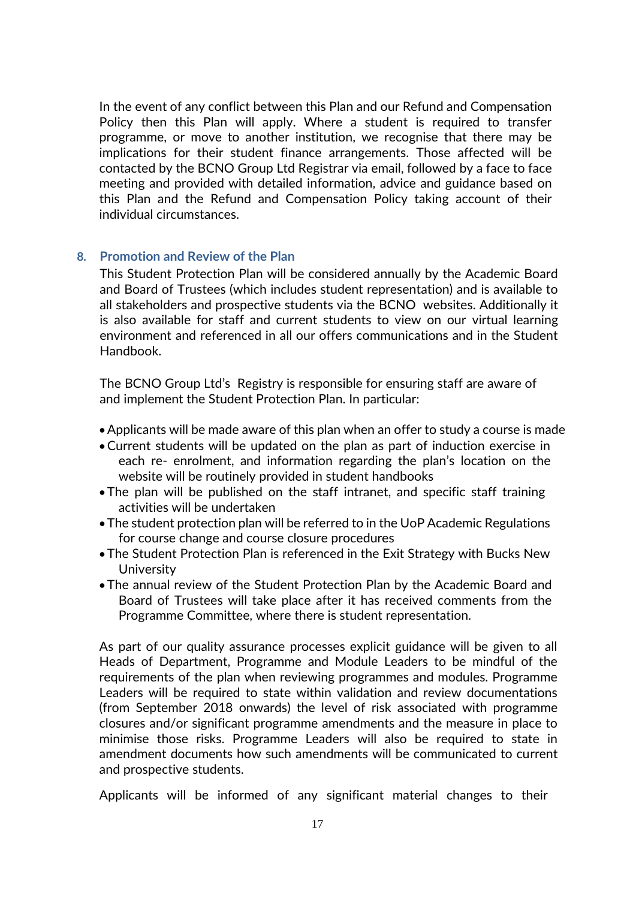In the event of any conflict between this Plan and our Refund and Compensation Policy then this Plan will apply. Where a student is required to transfer programme, or move to another institution, we recognise that there may be implications for their student finance arrangements. Those affected will be contacted by the BCNO Group Ltd Registrar via email, followed by a face to face meeting and provided with detailed information, advice and guidance based on this Plan and the Refund and Compensation Policy taking account of their individual circumstances.

## 8. Promotion and Review of the Plan

This Student Protection Plan will be considered annually by the Academic Board and Board of Trustees (which includes student representation) and is available to all stakeholders and prospective students via the BCNO websites. Additionally it is also available for staff and current students to view on our virtual learning environment and referenced in all our offers communications and in the Student Handbook.

The BCNO Group Ltd's Registry is responsible for ensuring staff are aware of and implement the Student Protection Plan. In particular:

- Applicants will be made aware of this plan when an offer to study a course is made
- Current students will be updated on the plan as part of induction exercise in each re- enrolment, and information regarding the plan's location on the website will be routinely provided in student handbooks
- The plan will be published on the staff intranet, and specific staff training activities will be undertaken
- The student protection plan will be referred to in the UoP Academic Regulations for course change and course closure procedures
- The Student Protection Plan is referenced in the Exit Strategy with Bucks New University
- The annual review of the Student Protection Plan by the Academic Board and Board of Trustees will take place after it has received comments from the Programme Committee, where there is student representation.

As part of our quality assurance processes explicit guidance will be given to all Heads of Department, Programme and Module Leaders to be mindful of the requirements of the plan when reviewing programmes and modules. Programme Leaders will be required to state within validation and review documentations (from September 2018 onwards) the level of risk associated with programme closures and/or significant programme amendments and the measure in place to minimise those risks. Programme Leaders will also be required to state in amendment documents how such amendments will be communicated to current and prospective students.

Applicants will be informed of any significant material changes to their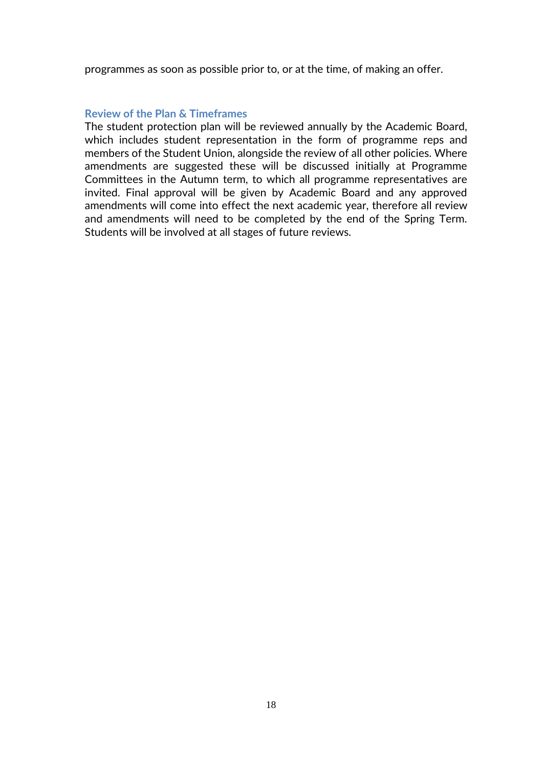programmes as soon as possible prior to, or at the time, of making an offer.

## Review of the Plan & Timeframes

The student protection plan will be reviewed annually by the Academic Board, which includes student representation in the form of programme reps and members of the Student Union, alongside the review of all other policies. Where amendments are suggested these will be discussed initially at Programme Committees in the Autumn term, to which all programme representatives are invited. Final approval will be given by Academic Board and any approved amendments will come into effect the next academic year, therefore all review and amendments will need to be completed by the end of the Spring Term. Students will be involved at all stages of future reviews.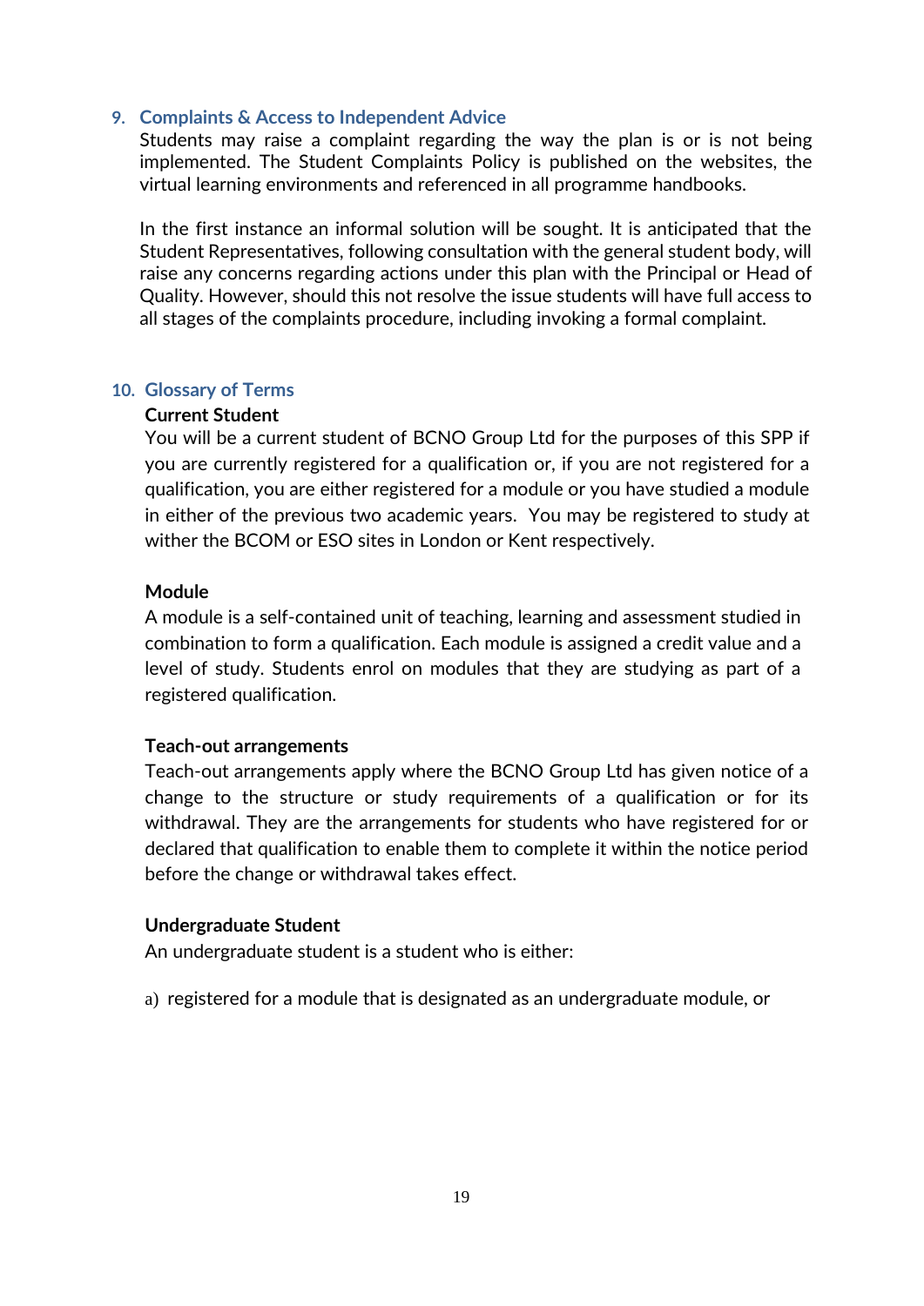## 9. Complaints & Access to Independent Advice

Students may raise a complaint regarding the way the plan is or is not being implemented. The Student Complaints Policy is published on the websites, the virtual learning environments and referenced in all programme handbooks.

In the first instance an informal solution will be sought. It is anticipated that the Student Representatives, following consultation with the general student body, will raise any concerns regarding actions under this plan with the Principal or Head of Quality. However, should this not resolve the issue students will have full access to all stages of the complaints procedure, including invoking a formal complaint.

## 10. Glossary of Terms

**Current Student**

You will be a current student of BCNO Group Ltd for the purposes of this SPP if you are currently registered for a qualification or, if you are not registered for a qualification, you are either registered for a module or you have studied a module in either of the previous two academic years. You may be registered to study at wither the BCOM or ESO sites in London or Kent respectively.

**Module**

A module is a self-contained unit of teaching, learning and assessment studied in combination to form a qualification. Each module is assigned a credit value and a level of study. Students enrol on modules that they are studying as part of a registered qualification.

**Teach-out arrangements**

Teach-out arrangements apply where the BCNO Group Ltd has given notice of a change to the structure or study requirements of a qualification or for its withdrawal. They are the arrangements for students who have registered for or declared that qualification to enable them to complete it within the notice period before the change or withdrawal takes effect.

**Undergraduate Student**

An undergraduate student is a student who is either:

a) registered for a module that is designated as an undergraduate module, or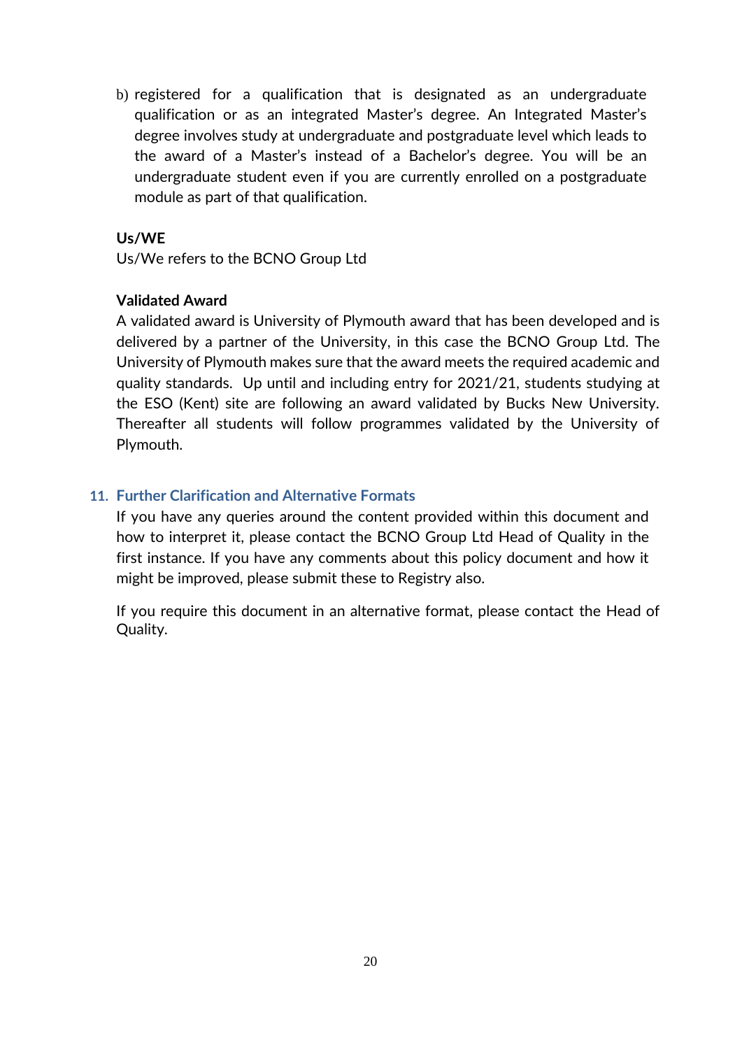b) registered for a qualification that is designated as an undergraduate qualification or as an integrated Master's degree. An Integrated Master's degree involves study at undergraduate and postgraduate level which leads to the award of a Master's instead of a Bachelor's degree. You will be an undergraduate student even if you are currently enrolled on a postgraduate module as part of that qualification.

**Us/WE**

Us/We refers to the BCNO Group Ltd

**Validated Award**

A validated award is University of Plymouth award that has been developed and is delivered by a partner of the University, in this case the BCNO Group Ltd. The University of Plymouth makes sure that the award meets the required academic and quality standards. Up until and including entry for 2021/21, students studying at the ESO (Kent) site are following an award validated by Bucks New University. Thereafter all students will follow programmes validated by the University of Plymouth.

## 11. Further Clarification and Alternative Formats

If you have any queries around the content provided within this document and how to interpret it, please contact the BCNO Group Ltd Head of Quality in the first instance. If you have any comments about this policy document and how it might be improved, please submit these to Registry also.

If you require this document in an alternative format, please contact the Head of Quality.